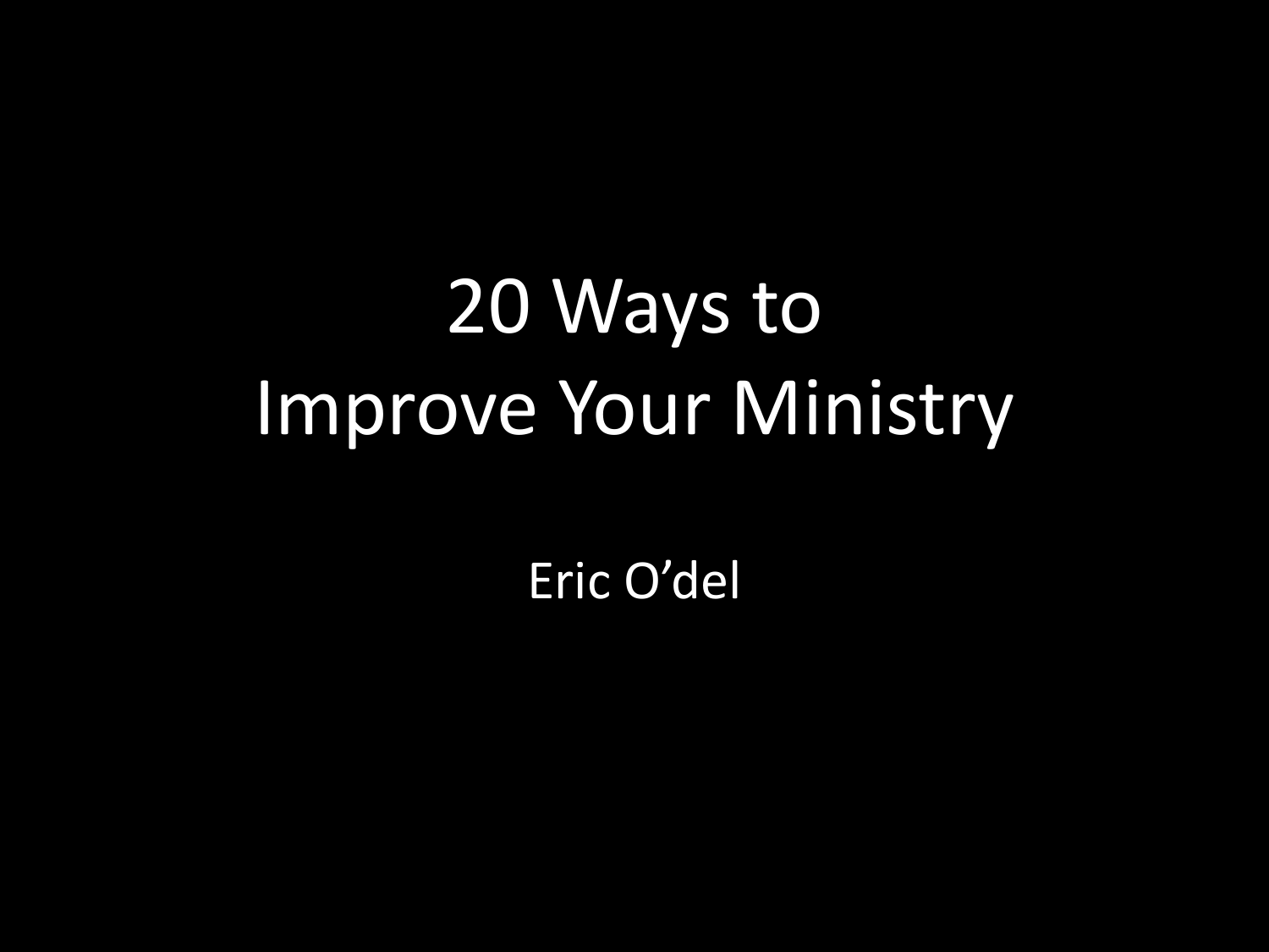# 20 Ways to Improve Your Ministry

Eric O'del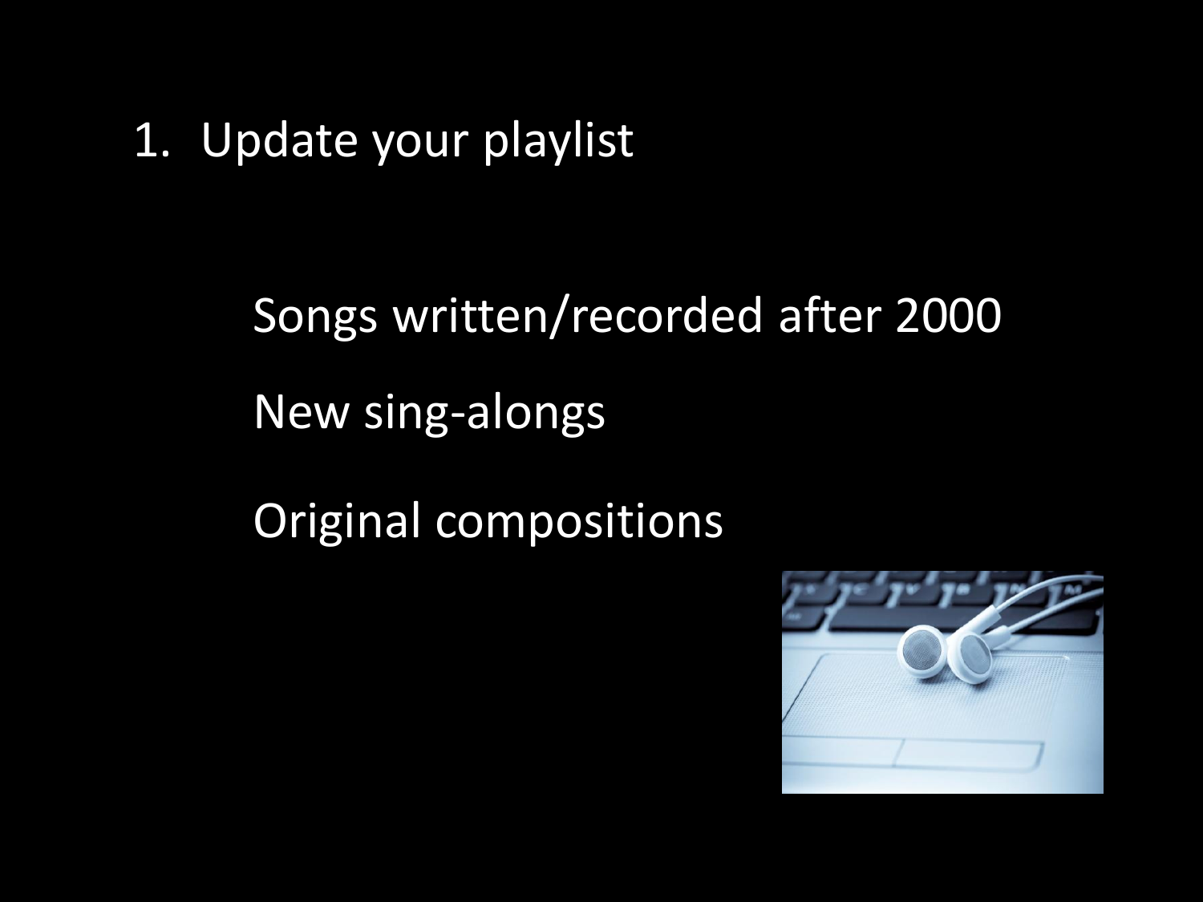1. Update your playlist

   Songs written/recorded after 2000

   New sing-alongs

   Original compositions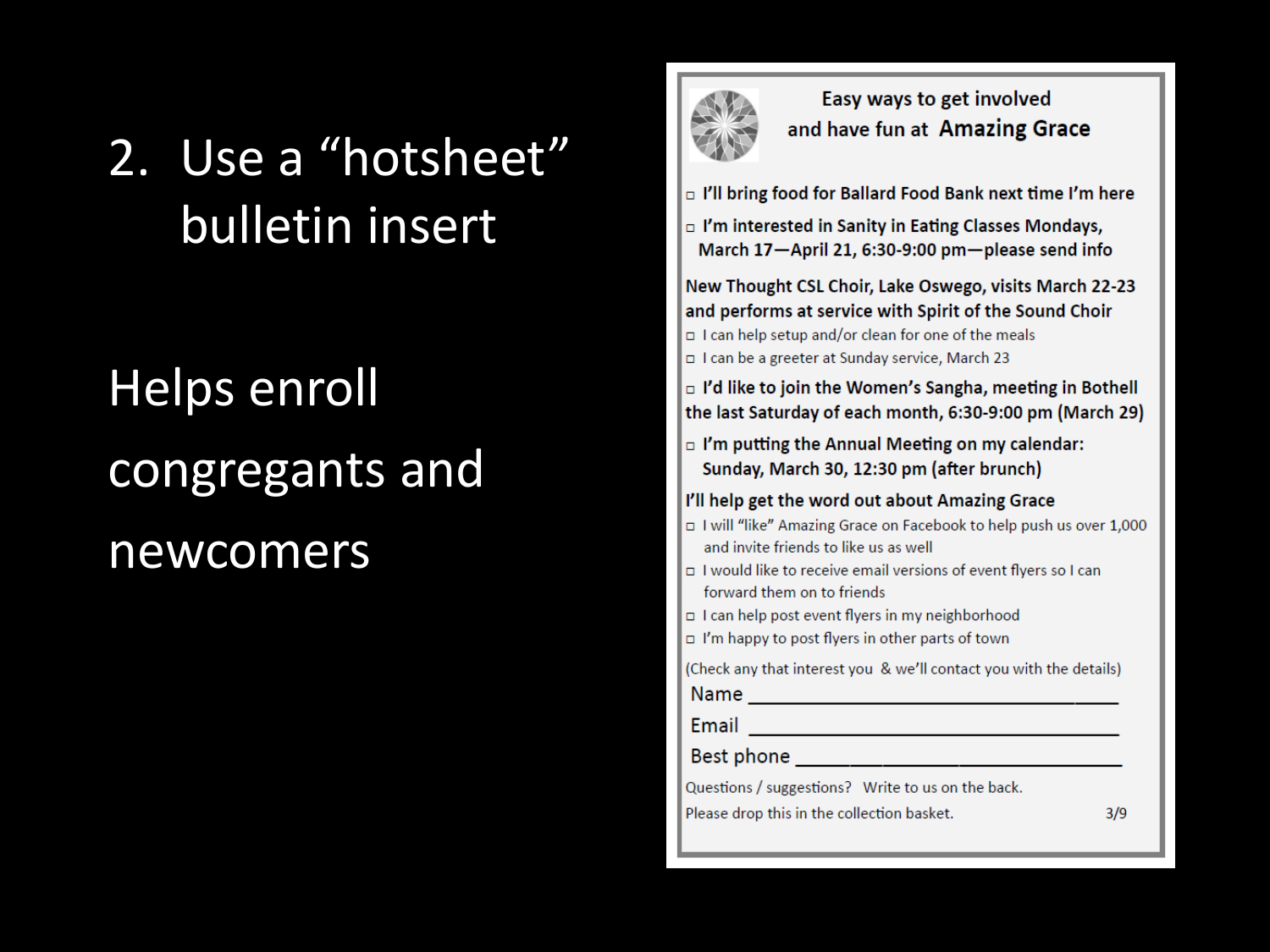## 2. Use a "hotsheet" bulletin insert

Helps enroll congregants and newcomers

**Easy ways to get involved and have fun at Amazing Grace**

- □ **I'll bring food for Ballard Food Bank next time I'm here**
- □ **I'm interested in Sanity in Eating Classes Mondays, March 17—April 21, 6:30-9:00 pm—please send info**

**New Thought CSL Choir, Lake Oswego, visits March 22-23 and performs at service with Spirit of the Sound Choir**

- □ I can help setup and/or clean for one of the meals
- □ I can be a greeter at Sunday service, March 23
- □ **I'd like to join the Women's Sangha, meeting in Bothell the last Saturday of each month, 6:30-9:00 pm (March 29)**
- □ **I'm putting the Annual Meeting on my calendar: Sunday, March 30, 12:30 pm (after brunch)**

**I'll help get the word out about Amazing Grace**

- □ I will "like" Amazing Grace on Facebook to help push us over 1,000 and invite friends to like us as well
- □ I would like to receive email versions of event flyers so I can forward them on to friends
- □ I can help post event flyers in my neighborhood
- □ I'm happy to post flyers in other parts of town

(Check any that interest you & we'll contact you with the details)

Name ______________________________

Email ______________________________

Best phone __________________________

Questions / suggestions? Write to us on the back.

Please drop this in the collection basket. 3/9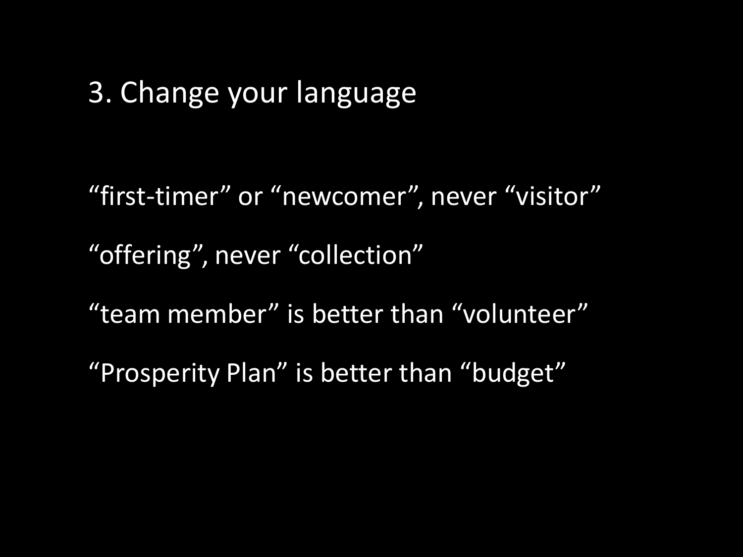## 3. Change your language

“first-timer” or “newcomer”, never “visitor”

“offering”, never “collection”

“team member” is better than “volunteer”

“Prosperity Plan” is better than “budget”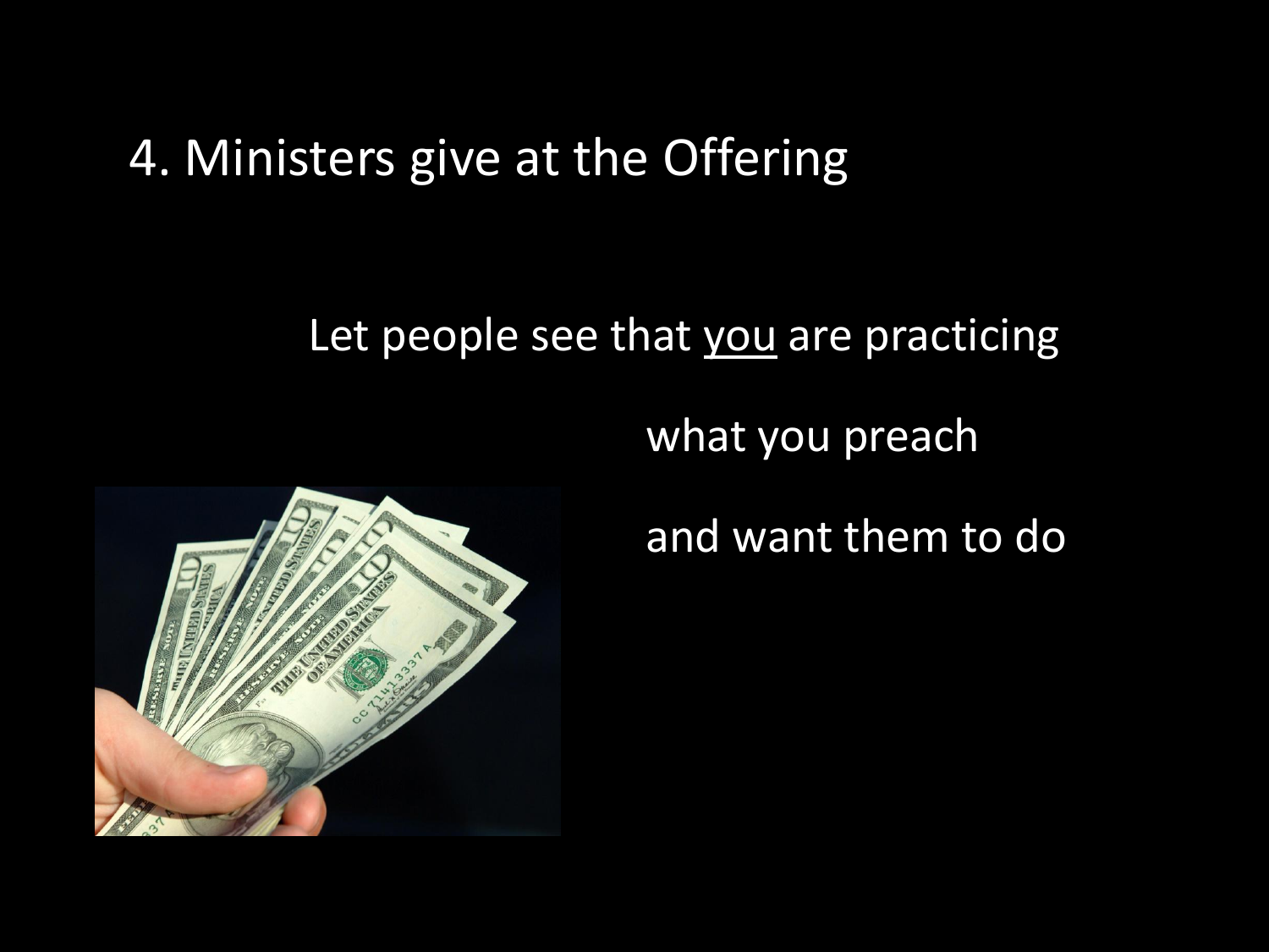# 4. Ministers give at the Offering

Let people see that <u>you</u> are practicing

what you preach

and want them to do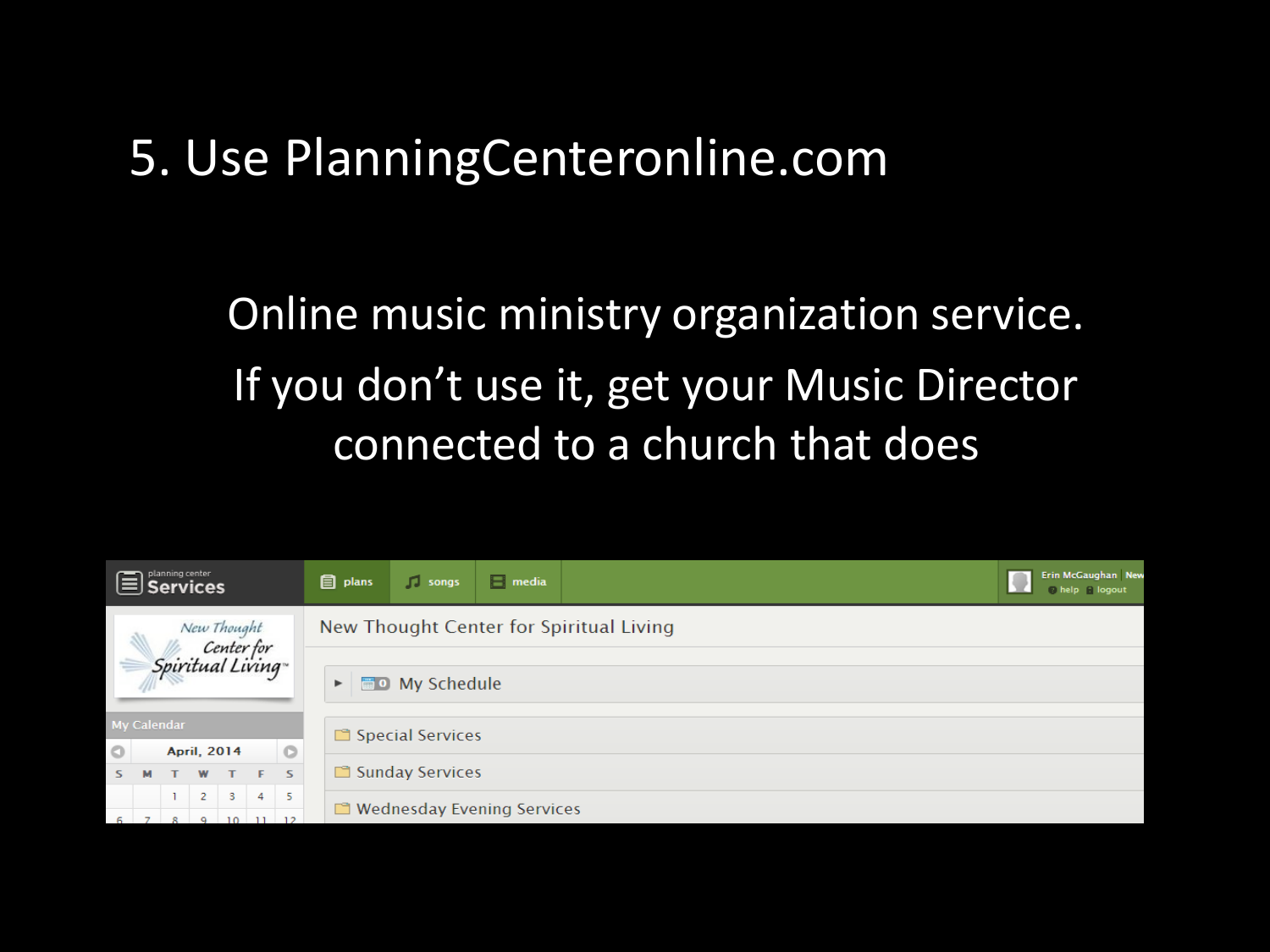# 5. Use PlanningCenteronline.com

Online music ministry organization service.

If you don't use it, get your Music Director connected to a church that does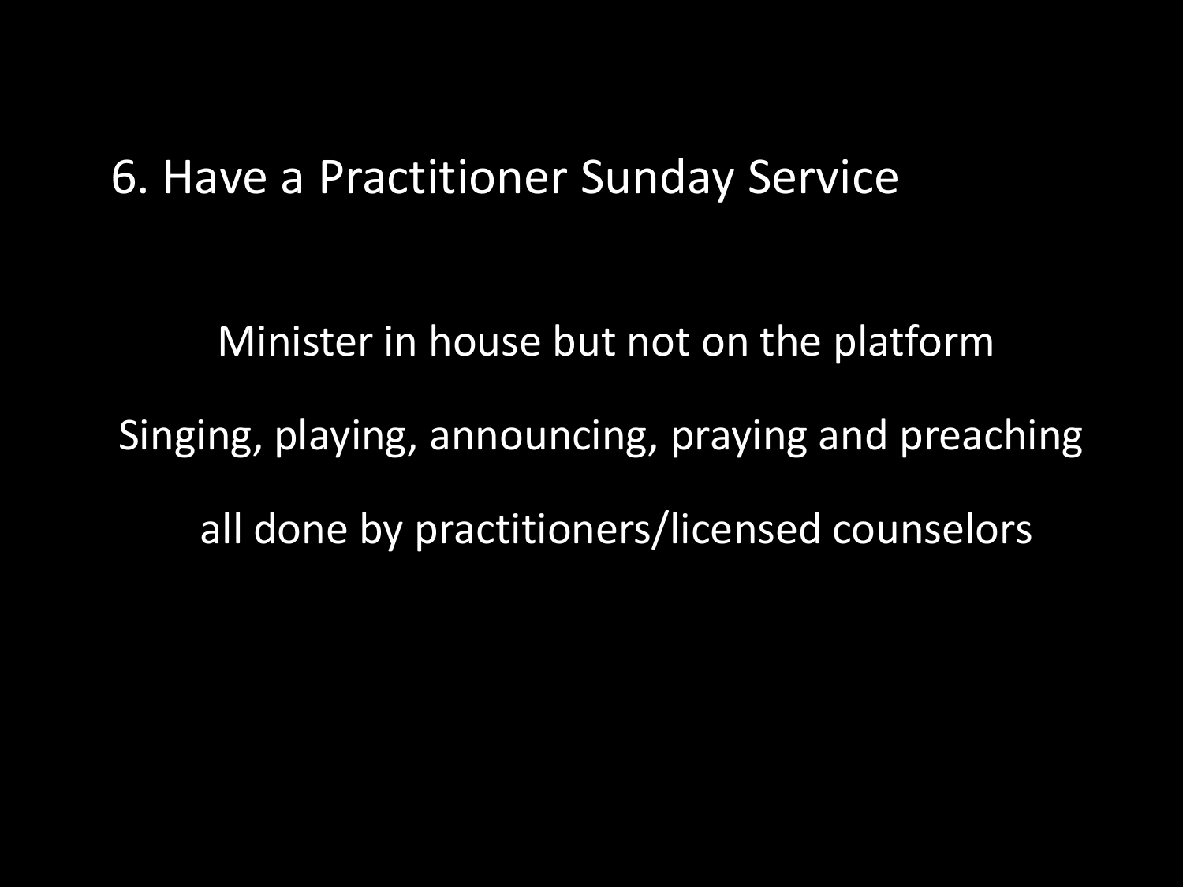## 6. Have a Practitioner Sunday Service

Minister in house but not on the platform

Singing, playing, announcing, praying and preaching

all done by practitioners/licensed counselors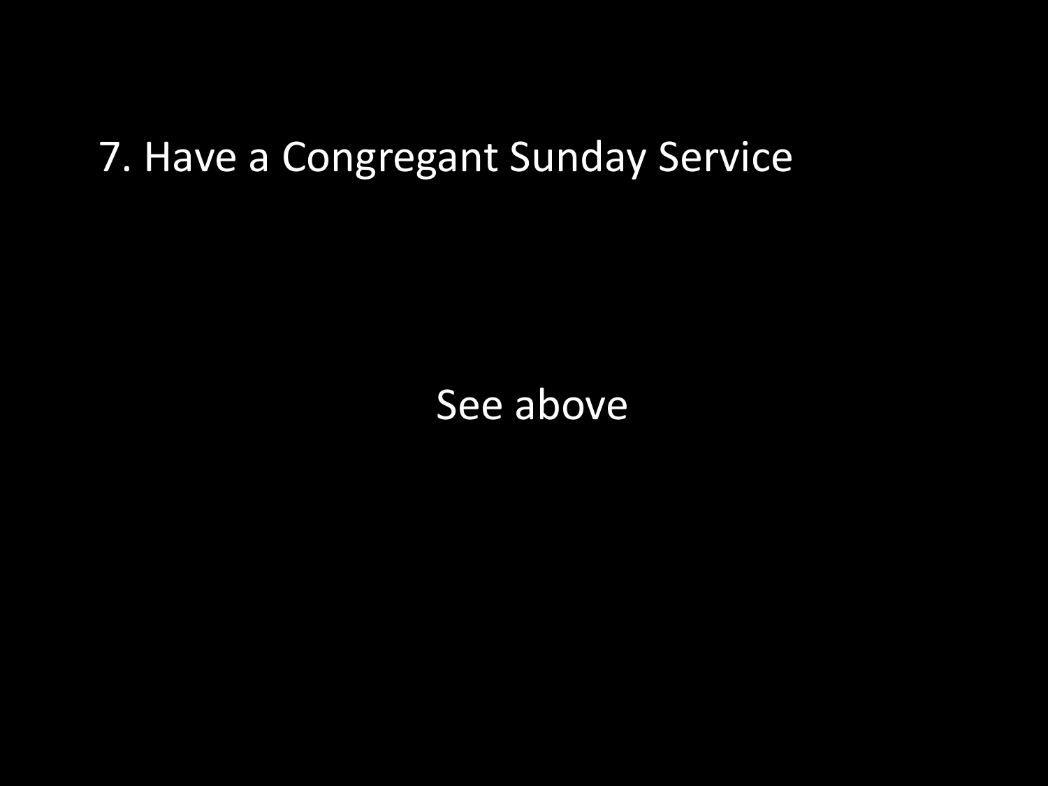## 7. Have a Congregant Sunday Service

See above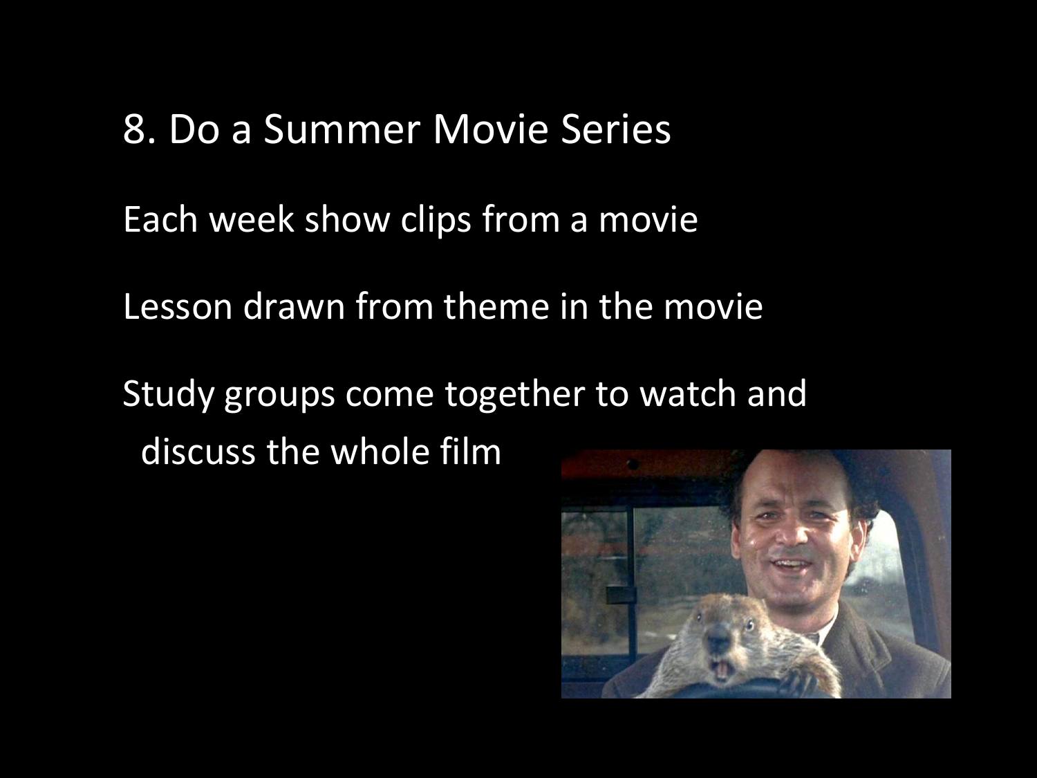# 8. Do a Summer Movie Series

Each week show clips from a movie

Lesson drawn from theme in the movie

Study groups come together to watch and discuss the whole film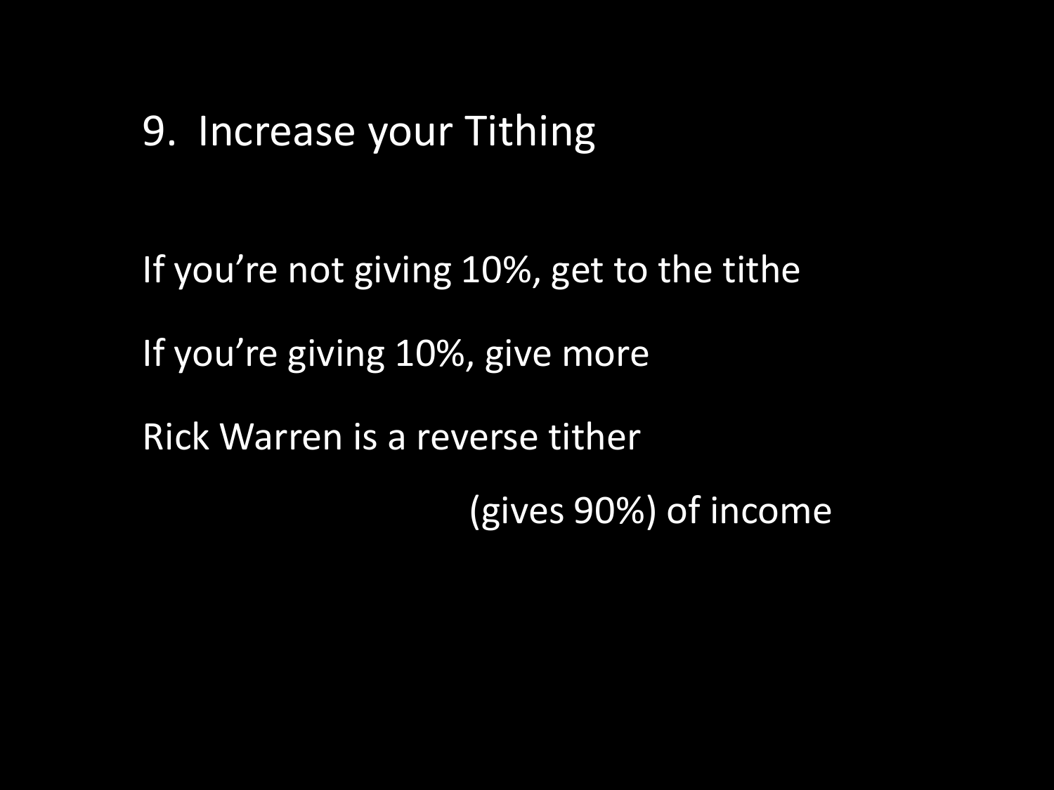## 9. Increase your Tithing

If you're not giving 10%, get to the tithe

If you're giving 10%, give more

Rick Warren is a reverse tither

(gives 90%) of income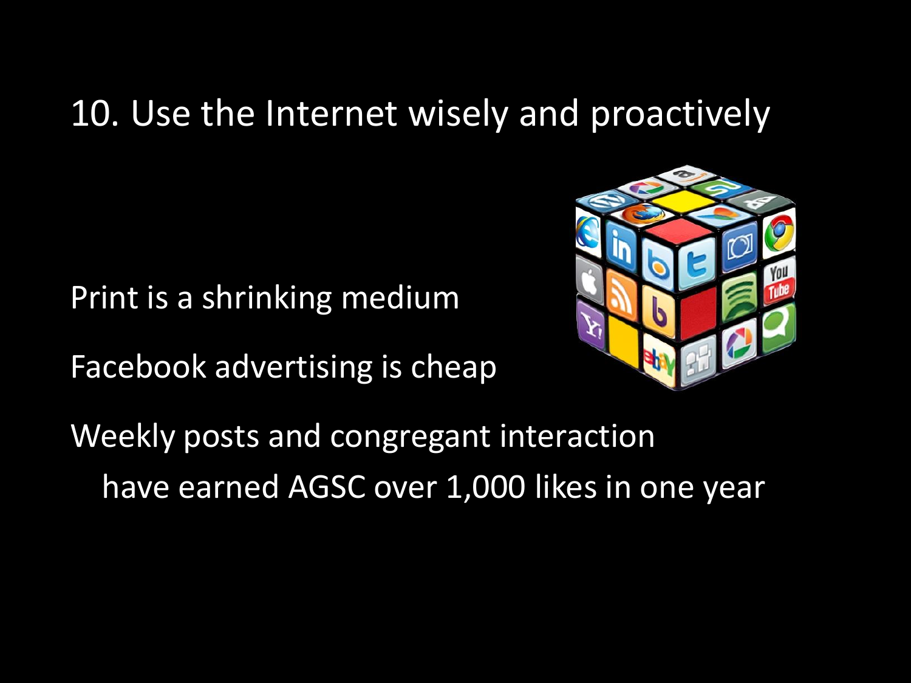## 10. Use the Internet wisely and proactively

Print is a shrinking medium

Facebook advertising is cheap

Weekly posts and congregant interaction have earned AGSC over 1,000 likes in one year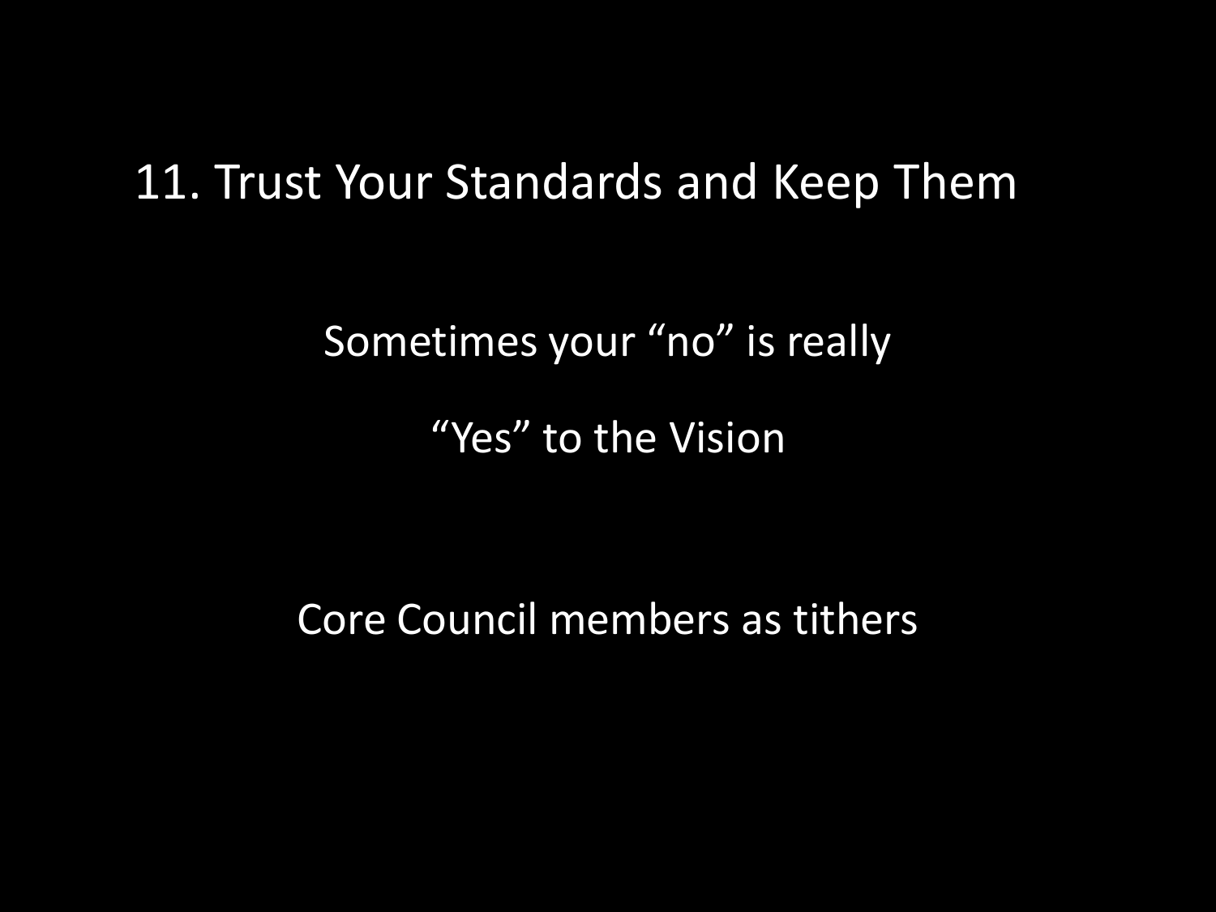## 11. Trust Your Standards and Keep Them

Sometimes your “no” is really

“Yes” to the Vision

Core Council members as tithers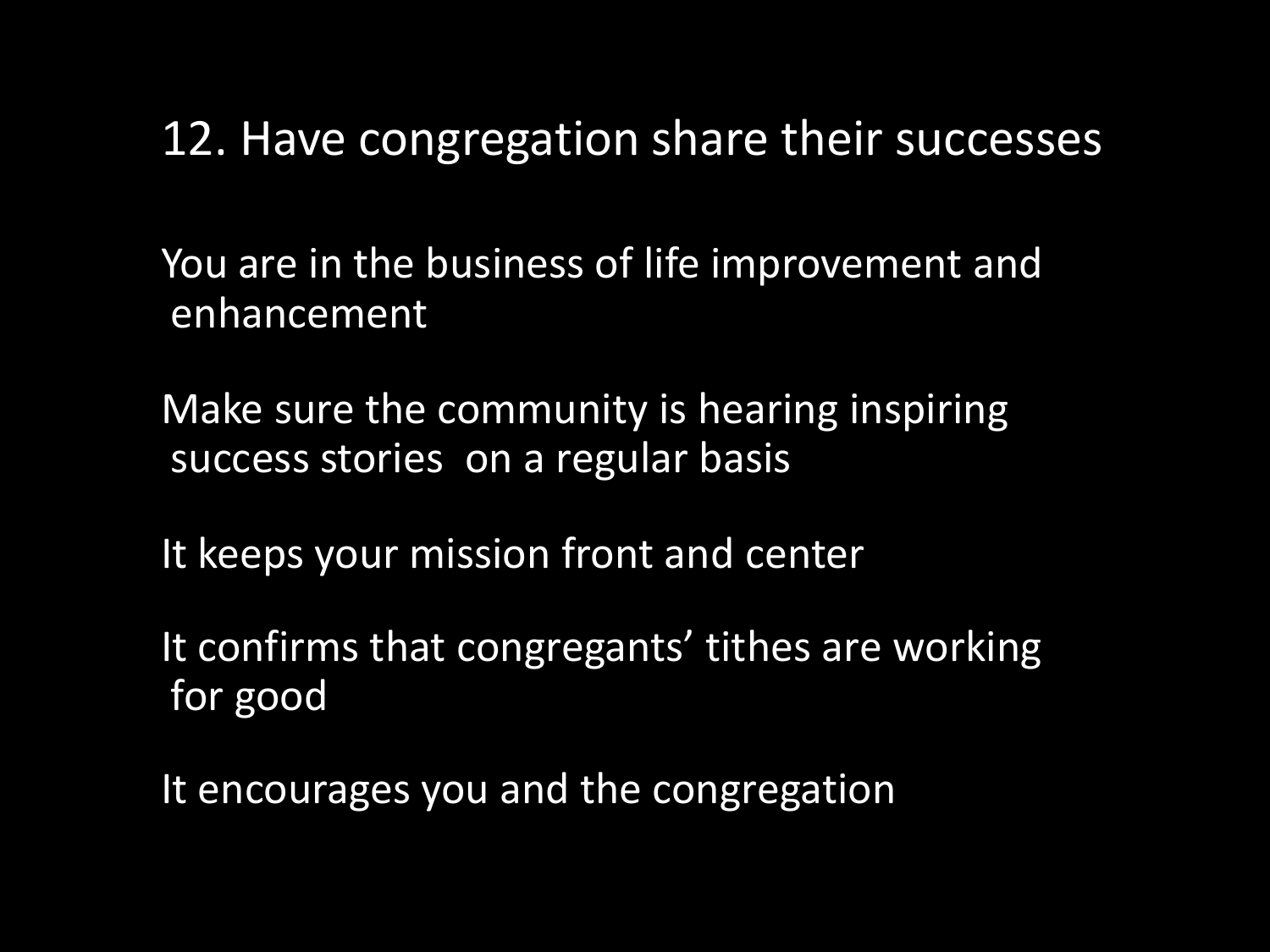## 12. Have congregation share their successes

You are in the business of life improvement and enhancement

Make sure the community is hearing inspiring success stories on a regular basis

It keeps your mission front and center

It confirms that congregants' tithes are working for good

It encourages you and the congregation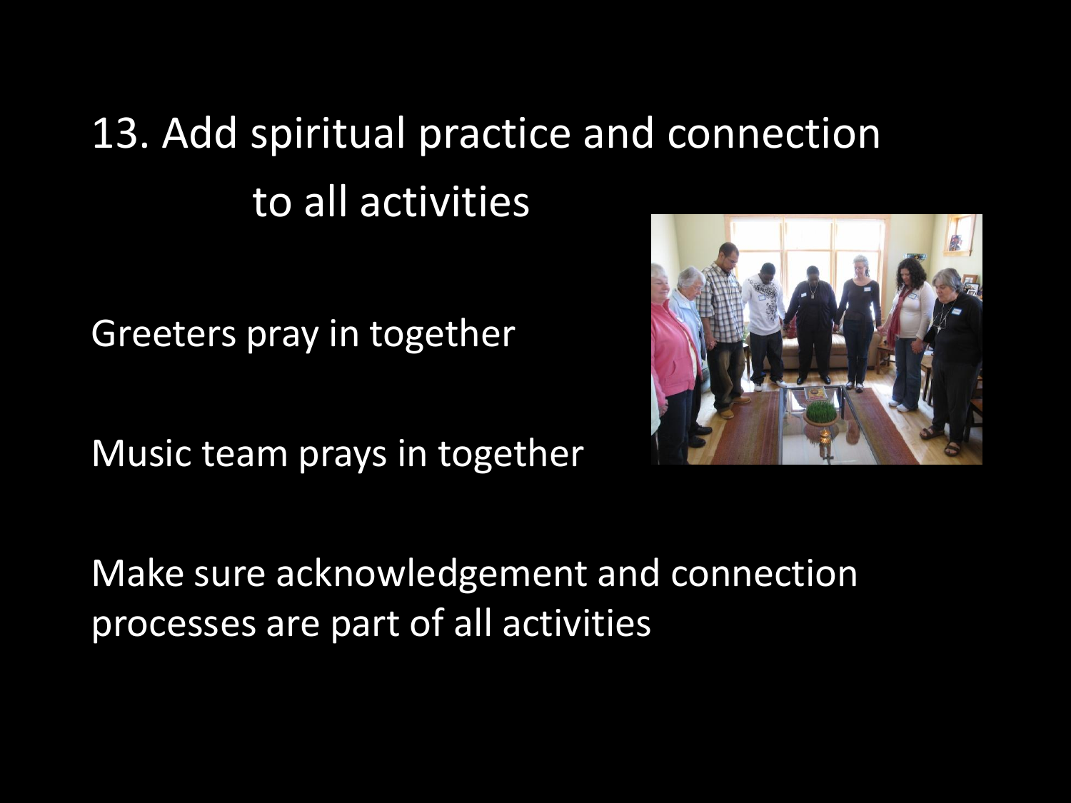# 13. Add spiritual practice and connection to all activities

Greeters pray in together

Music team prays in together

Make sure acknowledgement and connection processes are part of all activities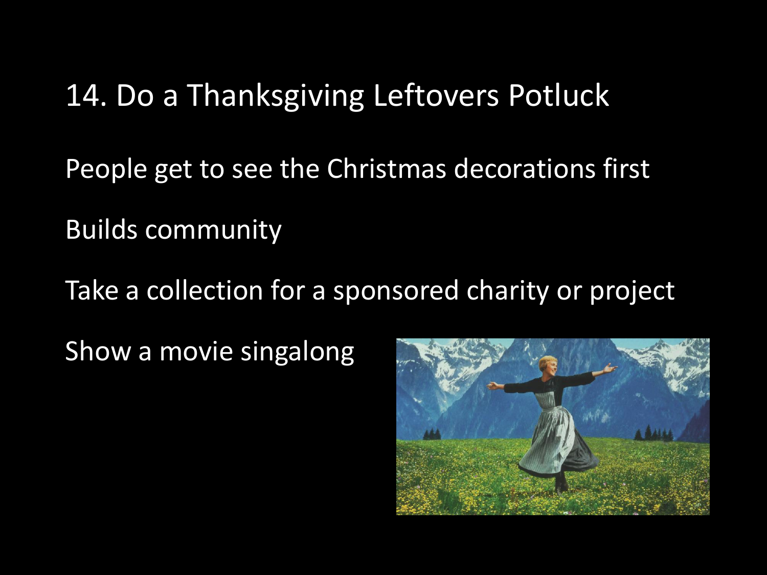# 14. Do a Thanksgiving Leftovers Potluck

People get to see the Christmas decorations first

Builds community

Take a collection for a sponsored charity or project

Show a movie singalong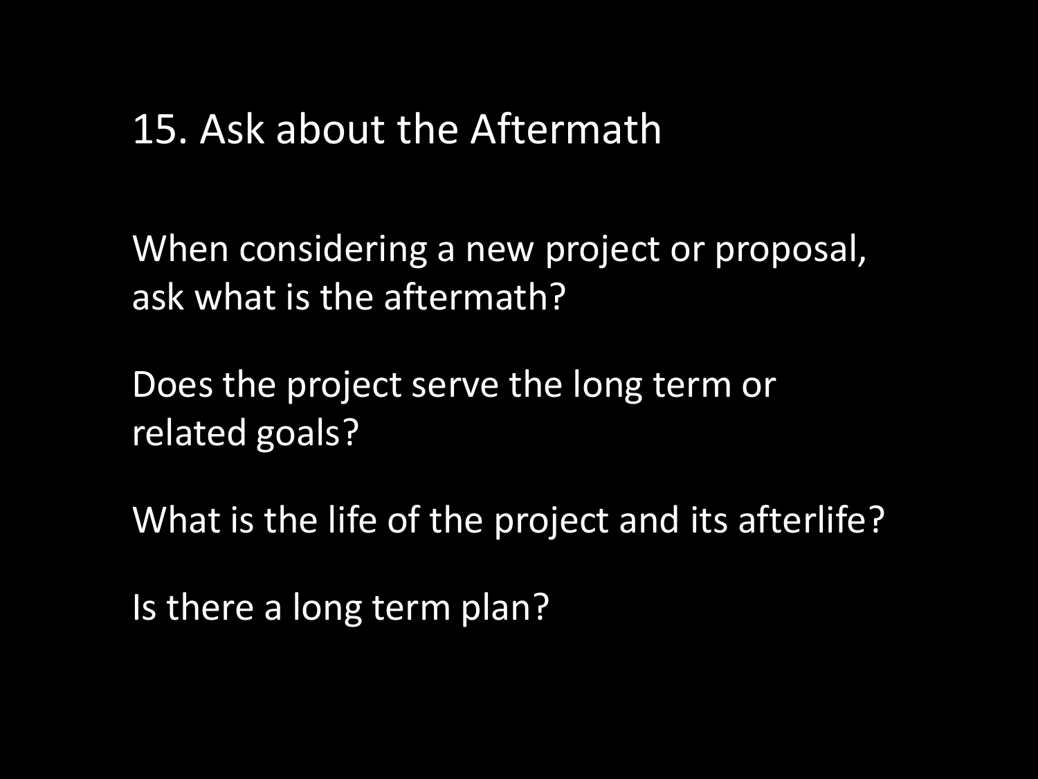# 15. Ask about the Aftermath

When considering a new project or proposal, ask what is the aftermath?

Does the project serve the long term or related goals?

What is the life of the project and its afterlife?

Is there a long term plan?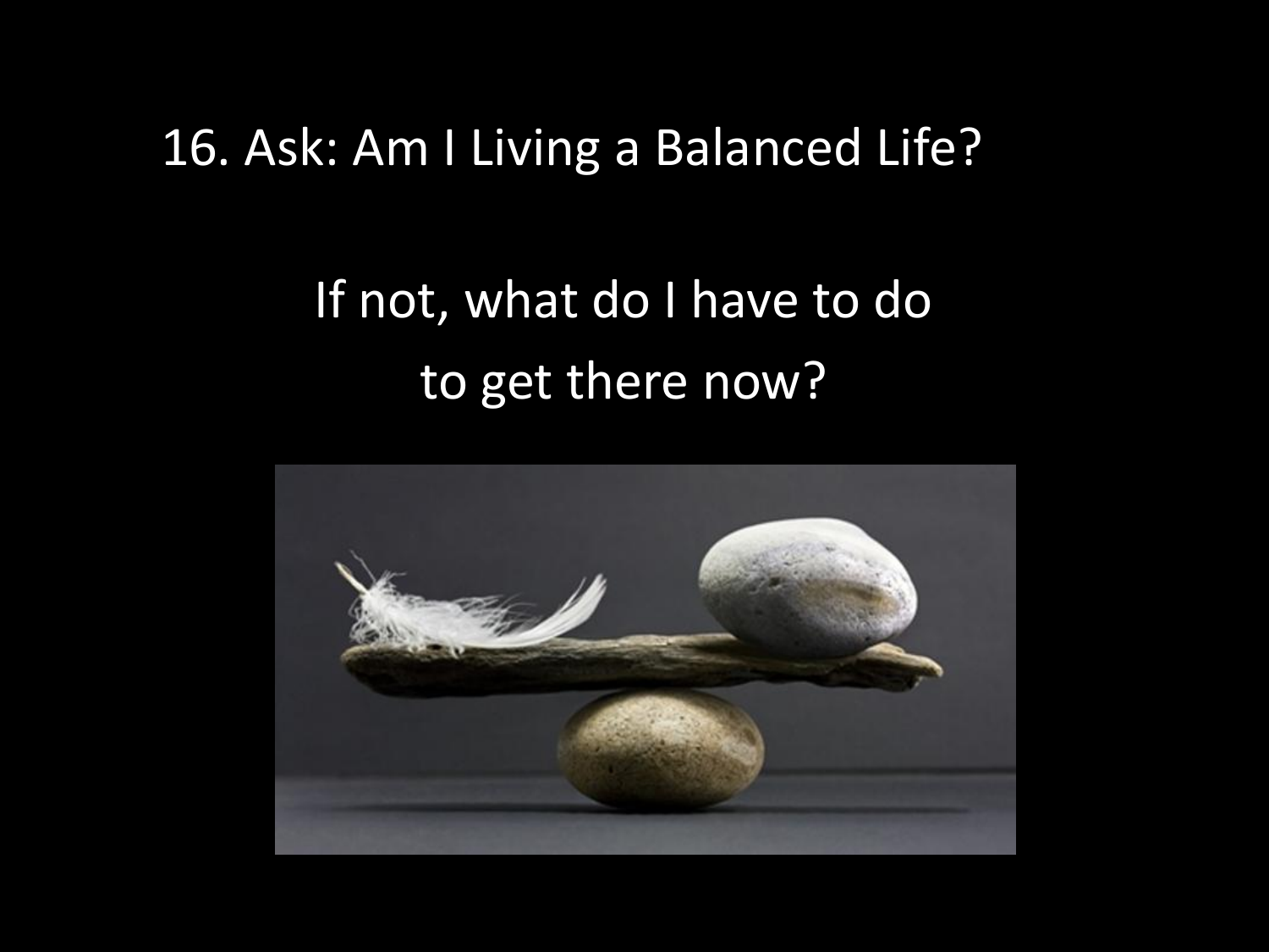16. Ask: Am I Living a Balanced Life?

If not, what do I have to do
to get there now?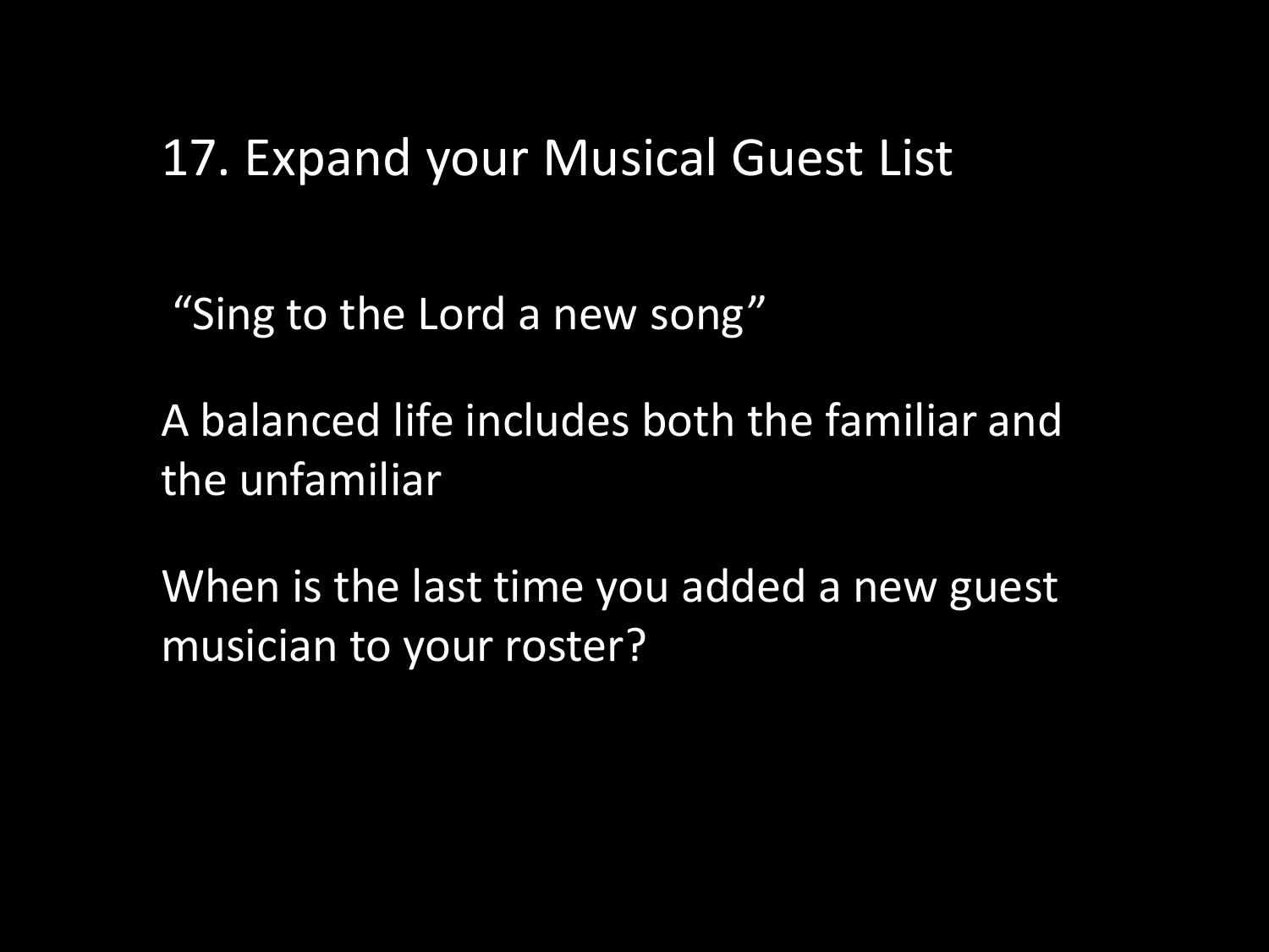## 17. Expand your Musical Guest List

"Sing to the Lord a new song"

A balanced life includes both the familiar and the unfamiliar

When is the last time you added a new guest musician to your roster?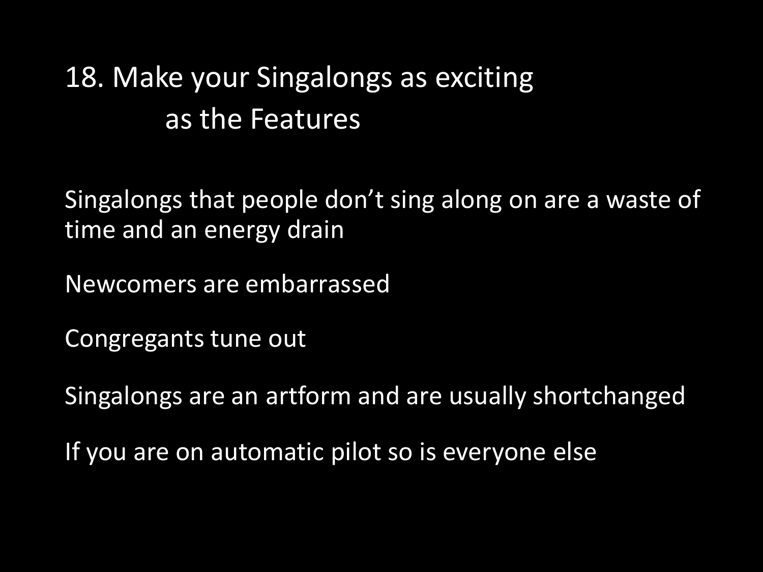# 18. Make your Singalongs as exciting as the Features

Singalongs that people don't sing along on are a waste of time and an energy drain

Newcomers are embarrassed

Congregants tune out

Singalongs are an artform and are usually shortchanged

If you are on automatic pilot so is everyone else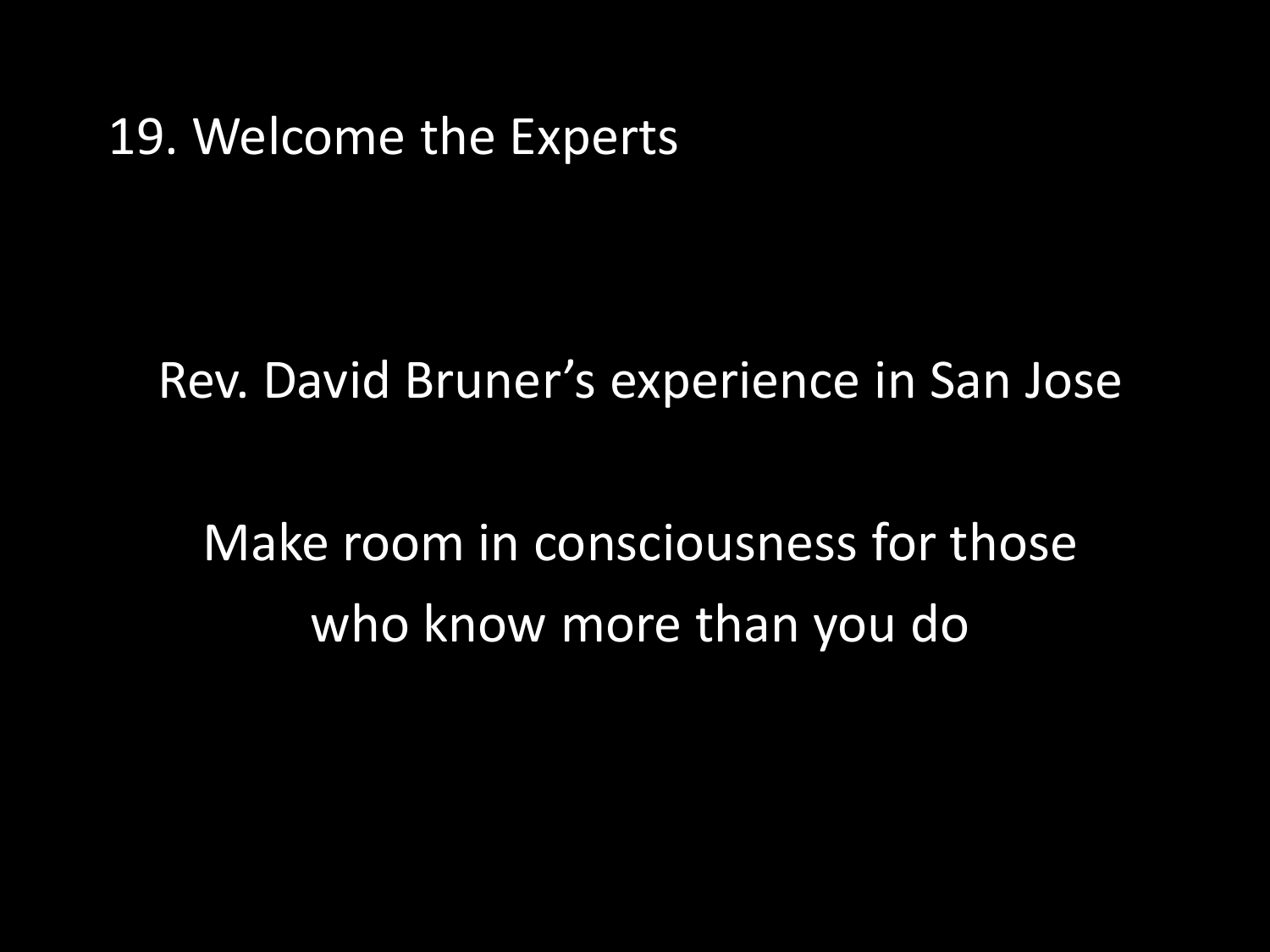## 19. Welcome the Experts

Rev. David Bruner's experience in San Jose

Make room in consciousness for those who know more than you do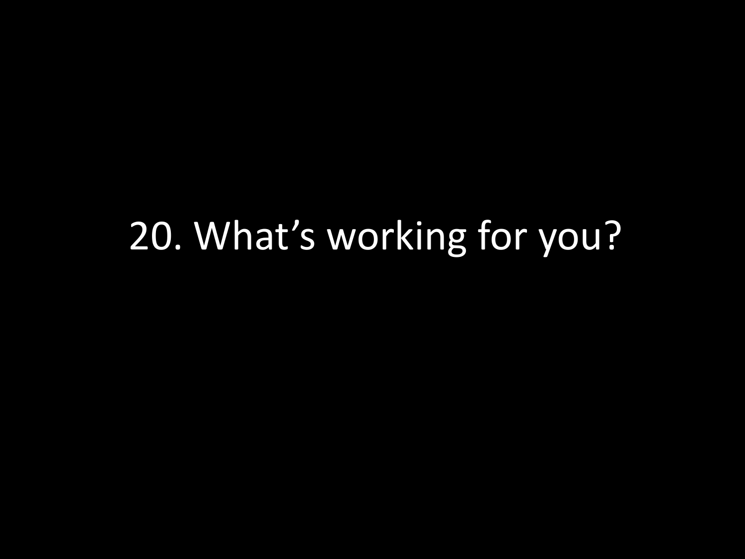20. What’s working for you?